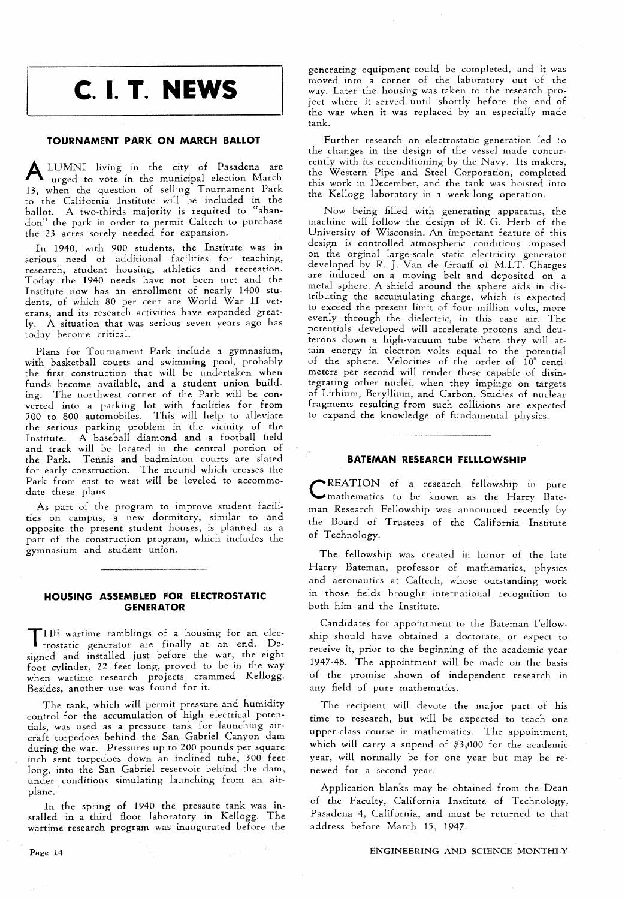# C. I. T. NEWS

## TOURNAMENT PARK ON MARCH BALLOT

ALUMNI living in the city of Pasadena are urged to vote in the municipal election March 13, when the question of selling Tournament Park to the California Institute will be included in the ballot. A two-thirds majority is required to "abandon" the park in order to permit Caltech to purchase the 23 acres sorely needed for expansion.

In 1940, with 900 students, the Institute was in serious need of additional facilities for teaching, research, student housing, athletics and recreation. Today the 1940 needs have not been met and the Institute now has an enrollment of nearly 1400 students, of which 80 per cent are World War II veterans, and its research activities have expanded greatly. A situation that was serious seven years ago has today become critical.

Plans for Tournament Park include a gymnasium, with basketball courts and swimming pool, probably the first construction that will be undertaken when funds become available, and a student union building. The northwest corner of the Park will be converted into a parking lot with facilities for from 500 to 800 automobiles. This will help to alleviate the serious parking problem in the vicinity of the Institute. A baseball diamond and a football field and track will be located in the central portion of the Park. Tennis and badminton courts are slated for early construction. The mound which crosses the Park from east to west will be leveled to accommodate these plans.

As part of the program to improve student facilities on campus, a new dormitory, similar to and opposite the present student houses, is planned as a part of the construction program, which includes the gymnasium and student union.

## HOUSING ASSEMBLED FOR ELECTROSTATIC GENERATOR

THE wartime ramblings of a housing for an electrostatic generator are finally at an end. Designed and installed just before the war, the eight foot cylinder, 22 feet long, proved to be in the way when wartime research projects crammed Kellogg. Besides, another use was found for it.

The tank, which will permit pressure and humidity control for the accumulation of high electrical potentials, was used as a pressure tank for launching aircraft torpedoes behind the San Gabriel Canyon dam during the war. Pressures up to 200 pounds per square inch sent torpedoes down an inclined tube, 300 feet long, into the San Gabriel reservoir behind the dam, under conditions simulating launching from an airplane.

In the spring of 1940 the pressure tank was installed in a third floor laboratory in Kellogg. The wartime research program was inaugurated before the generating equipment could be completed, and it was moved into a corner of the laboratory out of the way. Later the housing was taken to the research project where it served until shortly before the end of the war when it was replaced by an especially made tank.

Further research on electrostatic generation led to the changes in the design of the vessel made concurrently with its reconditioning by the Navy. Its makers, the Western Pipe and Steel Corporation, completed this work in December, and the tank was hoisted into the Kellogg laboratory in a week-long operation.

Now being filled with generating apparatus, the machine will follow the design of R. G. Herb of the University of Wisconsin. An important feature of this design is controlled atmospheric conditions imposed on the orginal large-scale static electricity generator developed by R. J. Van de Graaff of M.I.T. Charges are induced on a moving belt and deposited on a metal sphere. A shield around the sphere aids in distributing the accumulating charge, which is expected to exceed the present limit of four million volts, more evenly through the dielectric, in this case air. The potentials developed will accelerate protons and deuterons down a high-vacuum tube where they will attain energy in electron volts equal to the potential of the sphere. Velocities of the order of $10^9$ centimeters per second will render these capable of disintegrating other nuclei, when they impinge on targets of Lithium, Beryllium, and Carbon. Studies of nuclear fragments resulting from such collisions are expected to expand the knowledge of fundamental physics.

## BATEMAN RESEARCH FELLLOWSHIP

CREATION of a research fellowship in pure mathematics to be known as the Harry Bateman Research Fellowship was announced recently by the Board of Trustees of the California Institute of Technology.

The fellowship was created in honor of the late Harry Bateman, professor of mathematics, physics and aeronautics at Caltech, whose outstanding work in those fields brought international recognition to both him and the Institute.

Candidates for appointment to the Bateman Fellowship should have obtained a doctorate, or expect to receive it, prior to the beginning of the academic year 1947-48. The appointment will be made on the basis of the promise shown of independent research in any field of pure mathematics.

The recipient will devote the major part of his time to research, but will be expected to teach one upper-class course in mathematics. The appointment, which will carry a stipend of $3,000 for the academic year, will normally be for one year but may be renewed for a second year.

Application blanks may be obtained from the Dean of the Faculty, California Institute of Technology, Pasadena 4, California, and must be returned to that address before March 15, 1947.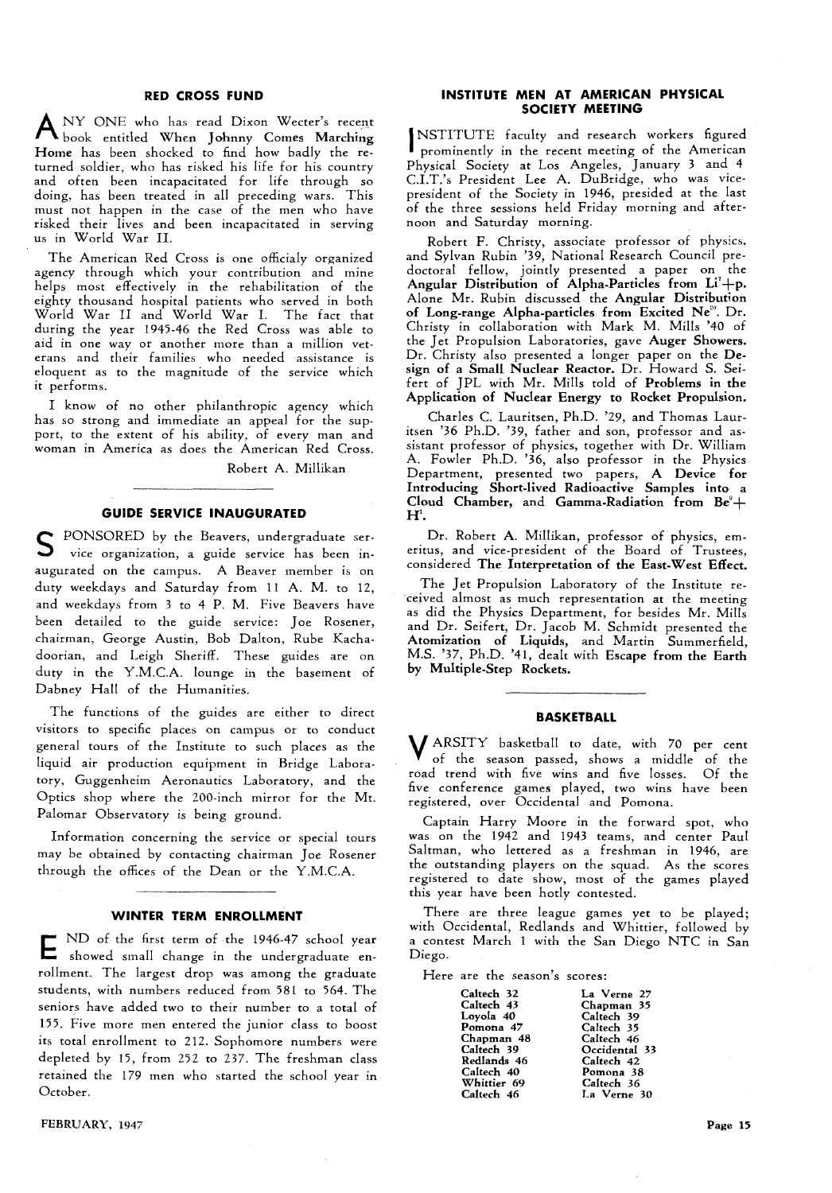## RED CROSS FUND

ANY ONE who has read Dixon Wecter's recent book entitled **When Johnny Comes Marching Home** has been shocked to find how badly the returned soldier, who has risked his life for his country and often been incapacitated for life through so doing, has been treated in all preceding wars. This must not happen in the case of the men who have risked their lives and been incapacitated in serving us in World War II.

The American Red Cross is one officialy organized agency through which your contribution and mine helps most effectively in the rehabilitation of the eighty thousand hospital patients who served in both World War II and World War I. The fact that during the year 1945-46 the Red Cross was able to aid in one way or another more than a million veterans and their families who needed assistance is eloquent as to the magnitude of the service which it performs.

I know of no other philanthropic agency which has so strong and immediate an appeal for the support, to the extent of his ability, of every man and woman in America as does the American Red Cross.

Robert A. Millikan

## GUIDE SERVICE INAUGURATED

SPONSORED by the Beavers, undergraduate service organization, a guide service has been inaugurated on the campus. A Beaver member is on duty weekdays and Saturday from 11 A. M. to 12, and weekdays from 3 to 4 P. M. Five Beavers have been detailed to the guide service: Joe Rosener, chairman, George Austin, Bob Dalton, Rube Kachadoorian, and Leigh Sheriff. These guides are on duty in the Y.M.C.A. lounge in the basement of Dabney Hall of the Humanities.

The functions of the guides are either to direct visitors to specific places on campus or to conduct general tours of the Institute to such places as the liquid air production equipment in Bridge Laboratory, Guggenheim Aeronautics Laboratory, and the Optics shop where the 200-inch mirror for the Mt. Palomar Observatory is being ground.

Information concerning the service or special tours may be obtained by contacting chairman Joe Rosener through the offices of the Dean or the Y.M.C.A.

## WINTER TERM ENROLLMENT

END of the first term of the 1946-47 school year showed small change in the undergraduate enrollment. The largest drop was among the graduate students, with numbers reduced from 581 to 564. The seniors have added two to their number to a total of 155. Five more men entered the junior class to boost its total enrollment to 212. Sophomore numbers were depleted by 15, from 252 to 237. The freshman class retained the 179 men who started the school year in October.

## INSTITUTE MEN AT AMERICAN PHYSICAL SOCIETY MEETING

INSTITUTE faculty and research workers figured prominently in the recent meeting of the American Physical Society at Los Angeles, January 3 and 4. C.I.T.'s President Lee A. DuBridge, who was vice-president of the Society in 1946, presided at the last of the three sessions held Friday morning and afternoon and Saturday morning.

Robert F. Christy, associate professor of physics, and Sylvan Rubin '39, National Research Council predoctoral fellow, jointly presented a paper on the **Angular Distribution of Alpha-Particles from $Li^7$+p.** Alone Mr. Rubin discussed the **Angular Distribution of Long-range Alpha-particles from Excited $Ne^{20}$.** Dr. Christy in collaboration with Mark M. Mills '40 of the Jet Propulsion Laboratories, gave **Auger Showers.** Dr. Christy also presented a longer paper on the **Design of a Small Nuclear Reactor.** Dr. Howard S. Seifert of JPL with Mr. Mills told of **Problems in the Application of Nuclear Energy to Rocket Propulsion.**

Charles C. Lauritsen, Ph.D. '29, and Thomas Lauritsen '36 Ph.D. '39, father and son, professor and assistant professor of physics, together with Dr. William A. Fowler Ph.D. '36, also professor in the Physics Department, presented two papers, **A Device for Introducing Short-lived Radioactive Samples into a Cloud Chamber,** and **Gamma-Radiation from $Be^9$+ $H^1$.**

Dr. Robert A. Millikan, professor of physics, emeritus, and vice-president of the Board of Trustees, considered **The Interpretation of the East-West Effect.**

The Jet Propulsion Laboratory of the Institute received almost as much representation at the meeting as did the Physics Department, for besides Mr. Mills and Dr. Seifert, Dr. Jacob M. Schmidt presented the **Atomization of Liquids,** and Martin Summerfield, M.S. '37, Ph.D. '41, dealt with **Escape from the Earth by Multiple-Step Rockets.**

## BASKETBALL

VARSITY basketball to date, with 70 per cent of the season passed, shows a middle of the road trend with five wins and five losses. Of the five conference games played, two wins have been registered, over Occidental and Pomona.

Captain Harry Moore in the forward spot, who was on the 1942 and 1943 teams, and center Paul Saltman, who lettered as a freshman in 1946, are the outstanding players on the squad. As the scores registered to date show, most of the games played this year have been hotly contested.

There are three league games yet to be played; with Occidental, Redlands and Whittier, followed by a contest March 1 with the San Diego NTC in San Diego.

Here are the season's scores:

| | |
|---|---|
| Caltech 32 | La Verne 27 |
| Caltech 43 | Chapman 35 |
| Loyola 40 | Caltech 39 |
| Pomona 47 | Caltech 35 |
| Chapman 48 | Caltech 46 |
| Caltech 39 | Occidental 33 |
| Redlands 46 | Caltech 42 |
| Caltech 40 | Pomona 38 |
| Whittier 69 | Caltech 36 |
| Caltech 46 | La Verne 30 |